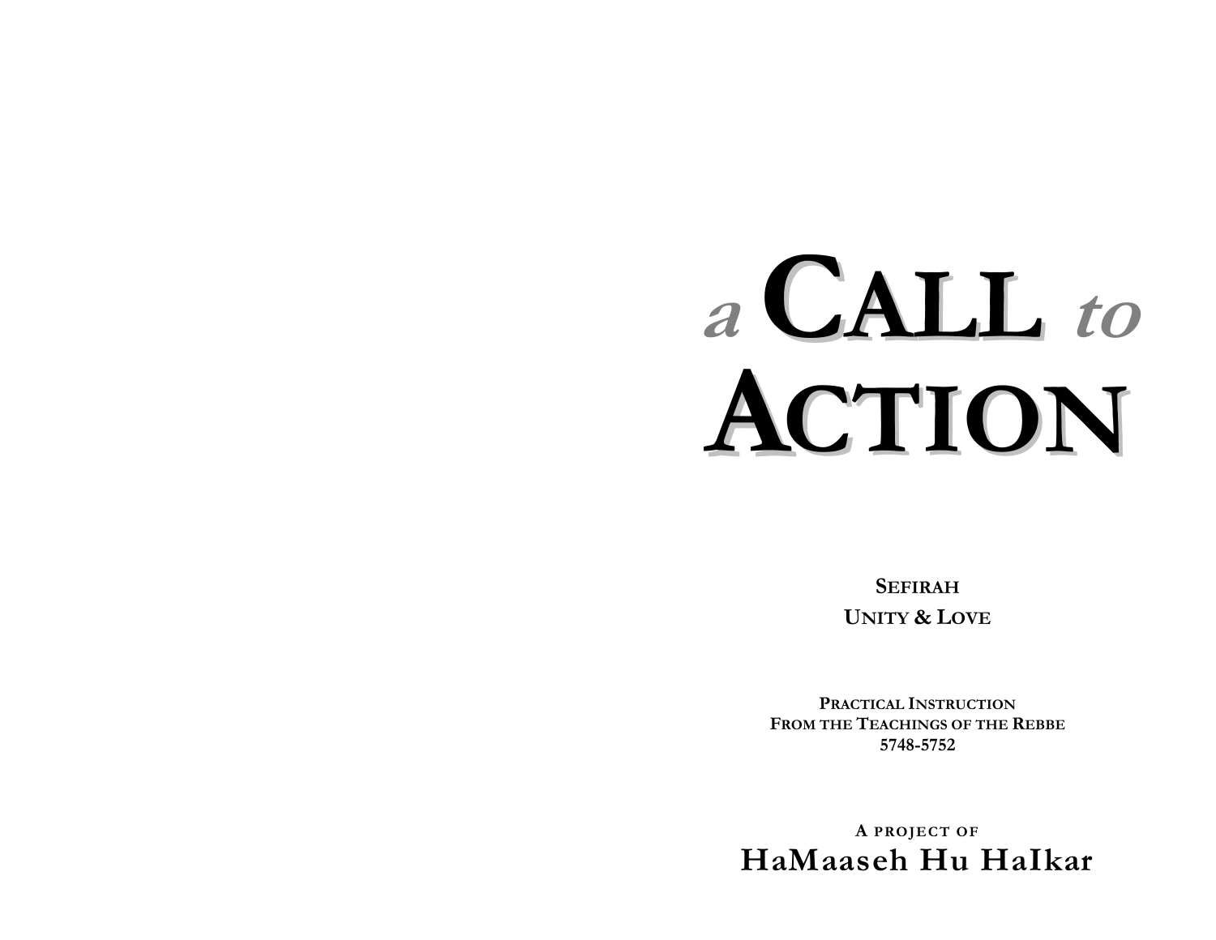# *a* CALL *to* ACTION

**SEFIRAH**

**UNITY & LOVE**

**PRACTICAL INSTRUCTION**
**FROM THE TEACHINGS OF THE REBBE**
**5748-5752**

**A PROJECT OF**

**HaMaaseh Hu HaIkar**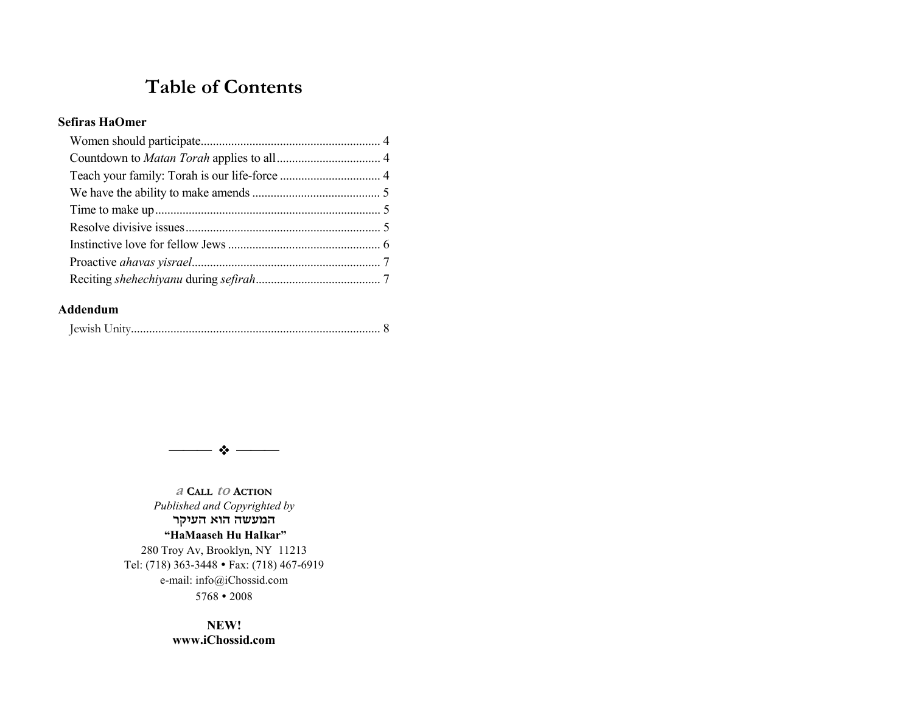# Table of Contents

**Sefiras HaOmer**

Women should participate.......................................................... 4
Countdown to *Matan Torah* applies to all.................................. 4
Teach your family: Torah is our life-force ................................. 4
We have the ability to make amends .......................................... 5
Time to make up.......................................................................... 5
Resolve divisive issues................................................................ 5
Instinctive love for fellow Jews .................................................. 6
Proactive *ahavas yisrael*............................................................. 7
Reciting *shehechiyanu* during *sefirah*......................................... 7

**Addendum**

Jewish Unity................................................................................. 8

——— ❖ ———

*a* **CALL** *to* **ACTION**
*Published and Copyrighted by*
**המעשה הוא העיקר**
**"HaMaaseh Hu HaIkar"**
280 Troy Av, Brooklyn, NY 11213
Tel: (718) 363-3448 • Fax: (718) 467-6919
e-mail: info@iChossid.com
5768 • 2008

**NEW!**
**www.iChossid.com**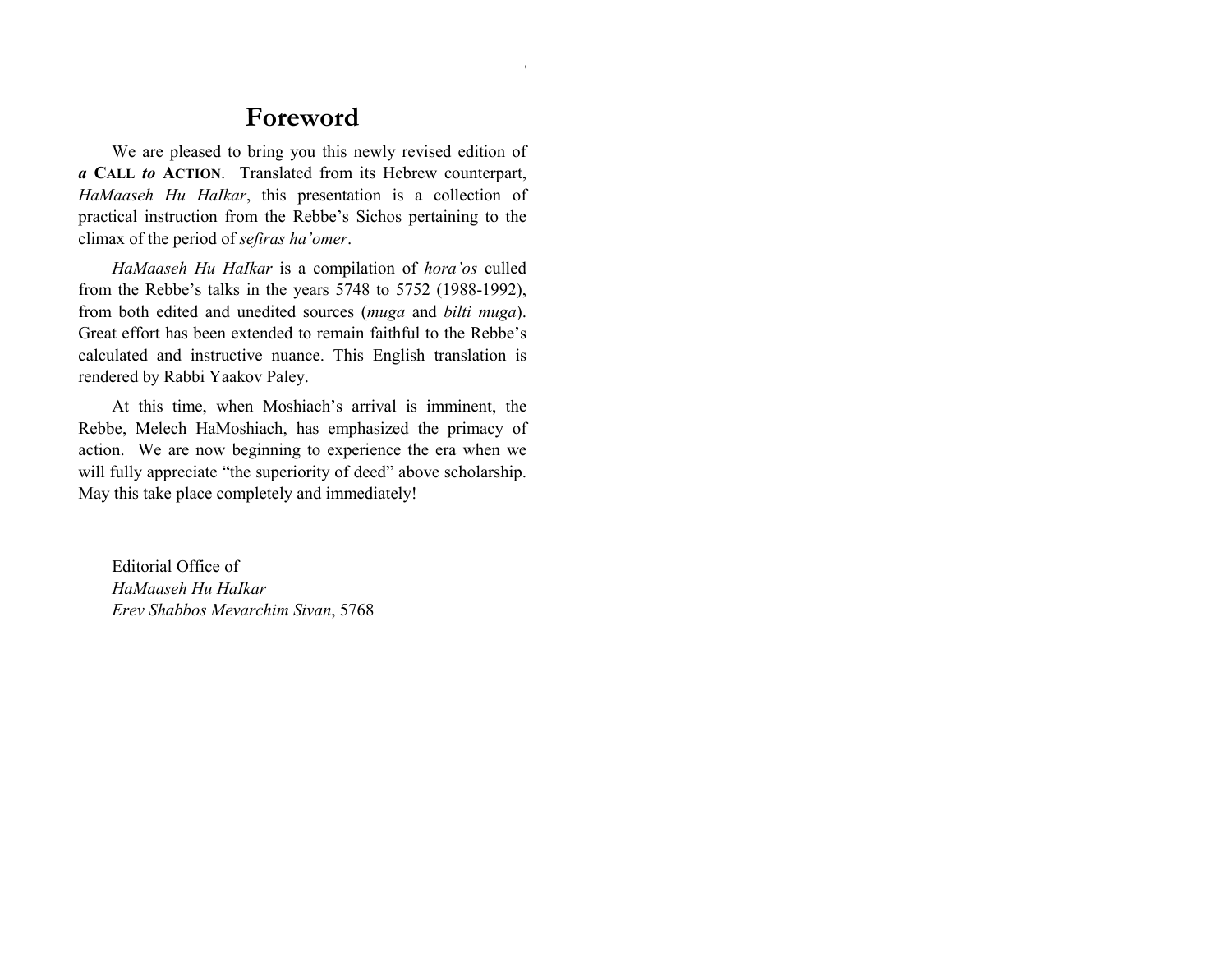# Foreword

We are pleased to bring you this newly revised edition of ***a* CALL *to* ACTION**. Translated from its Hebrew counterpart, *HaMaaseh Hu HaIkar*, this presentation is a collection of practical instruction from the Rebbe's Sichos pertaining to the climax of the period of *sefiras ha'omer*.

*HaMaaseh Hu HaIkar* is a compilation of *hora'os* culled from the Rebbe's talks in the years 5748 to 5752 (1988-1992), from both edited and unedited sources (*muga* and *bilti muga*). Great effort has been extended to remain faithful to the Rebbe's calculated and instructive nuance. This English translation is rendered by Rabbi Yaakov Paley.

At this time, when Moshiach's arrival is imminent, the Rebbe, Melech HaMoshiach, has emphasized the primacy of action. We are now beginning to experience the era when we will fully appreciate "the superiority of deed" above scholarship. May this take place completely and immediately!

Editorial Office of
*HaMaaseh Hu HaIkar*
*Erev Shabbos Mevarchim Sivan*, 5768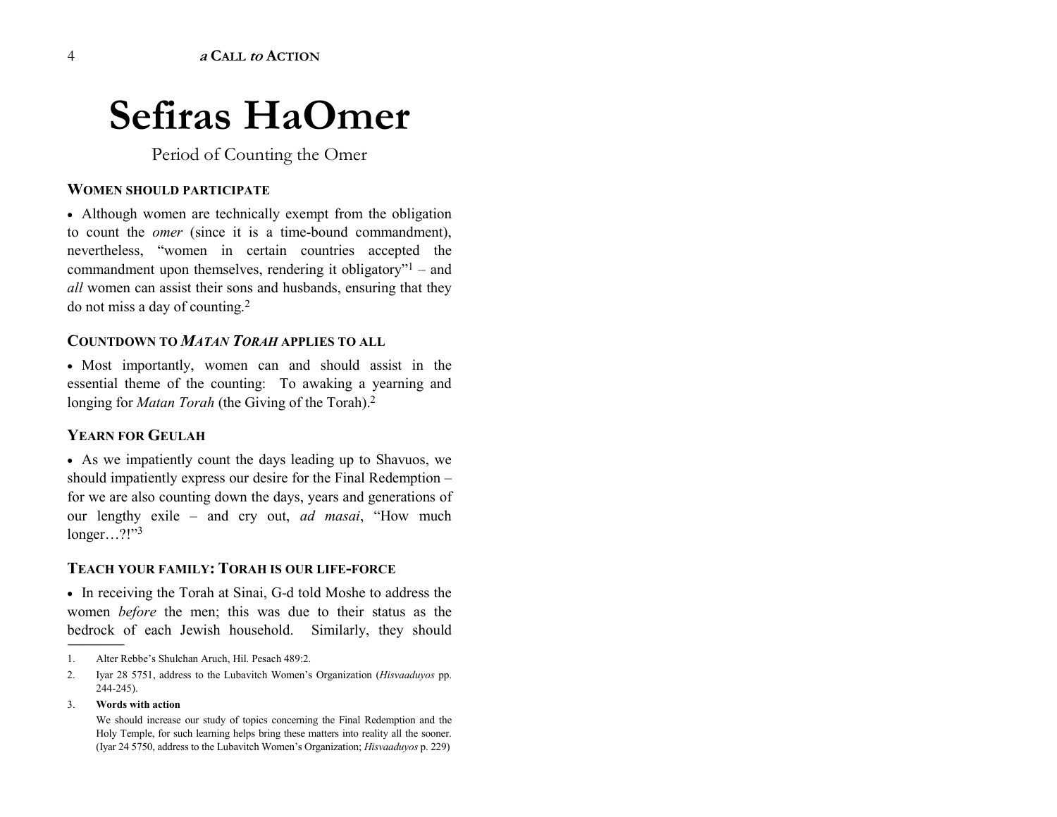# Sefiras HaOmer

Period of Counting the Omer

### WOMEN SHOULD PARTICIPATE

- Although women are technically exempt from the obligation to count the *omer* (since it is a time-bound commandment), nevertheless, "women in certain countries accepted the commandment upon themselves, rendering it obligatory"[1] – and *all* women can assist their sons and husbands, ensuring that they do not miss a day of counting.[2]

### COUNTDOWN TO *MATAN TORAH* APPLIES TO ALL

- Most importantly, women can and should assist in the essential theme of the counting: To awaking a yearning and longing for *Matan Torah* (the Giving of the Torah).[2]

### YEARN FOR GEULAH

- As we impatiently count the days leading up to Shavuos, we should impatiently express our desire for the Final Redemption – for we are also counting down the days, years and generations of our lengthy exile – and cry out, *ad masai*, "How much longer…?!"[3]

### TEACH YOUR FAMILY: TORAH IS OUR LIFE-FORCE

- In receiving the Torah at Sinai, G-d told Moshe to address the women *before* the men; this was due to their status as the bedrock of each Jewish household. Similarly, they should

---

1. Alter Rebbe's Shulchan Aruch, Hil. Pesach 489:2.
2. Iyar 28 5751, address to the Lubavitch Women's Organization (*Hisvaaduyos* pp. 244-245).
3. **Words with action**

   We should increase our study of topics concerning the Final Redemption and the Holy Temple, for such learning helps bring these matters into reality all the sooner. (Iyar 24 5750, address to the Lubavitch Women's Organization; *Hisvaaduyos* p. 229)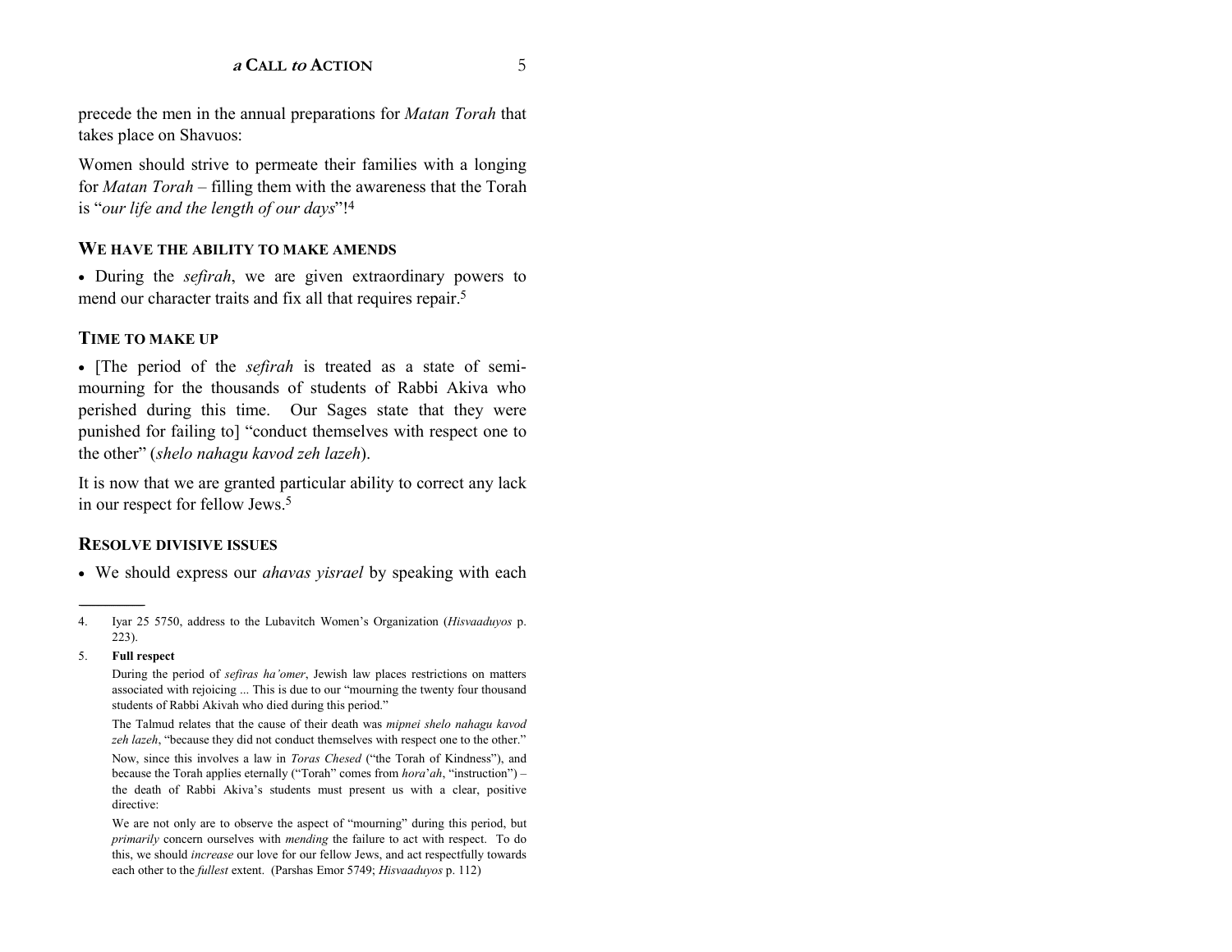precede the men in the annual preparations for *Matan Torah* that takes place on Shavuos:

Women should strive to permeate their families with a longing for *Matan Torah* – filling them with the awareness that the Torah is "*our life and the length of our days*"![4]

### We have the ability to make amends

- During the *sefirah*, we are given extraordinary powers to mend our character traits and fix all that requires repair.[5]

### Time to make up

- [The period of the *sefirah* is treated as a state of semi-mourning for the thousands of students of Rabbi Akiva who perished during this time. Our Sages state that they were punished for failing to] "conduct themselves with respect one to the other" (*shelo nahagu kavod zeh lazeh*).

It is now that we are granted particular ability to correct any lack in our respect for fellow Jews.[5]

### Resolve divisive issues

- We should express our *ahavas yisrael* by speaking with each

---

4. Iyar 25 5750, address to the Lubavitch Women's Organization (*Hisvaaduyos* p. 223).

5. **Full respect**

   During the period of *sefiras ha'omer*, Jewish law places restrictions on matters associated with rejoicing ... This is due to our "mourning the twenty four thousand students of Rabbi Akivah who died during this period."

   The Talmud relates that the cause of their death was *mipnei shelo nahagu kavod zeh lazeh*, "because they did not conduct themselves with respect one to the other."

   Now, since this involves a law in *Toras Chesed* ("the Torah of Kindness"), and because the Torah applies eternally ("Torah" comes from *hora'ah*, "instruction") – the death of Rabbi Akiva's students must present us with a clear, positive directive:

   We are not only are to observe the aspect of "mourning" during this period, but *primarily* concern ourselves with *mending* the failure to act with respect. To do this, we should *increase* our love for our fellow Jews, and act respectfully towards each other to the *fullest* extent. (Parshas Emor 5749; *Hisvaaduyos* p. 112)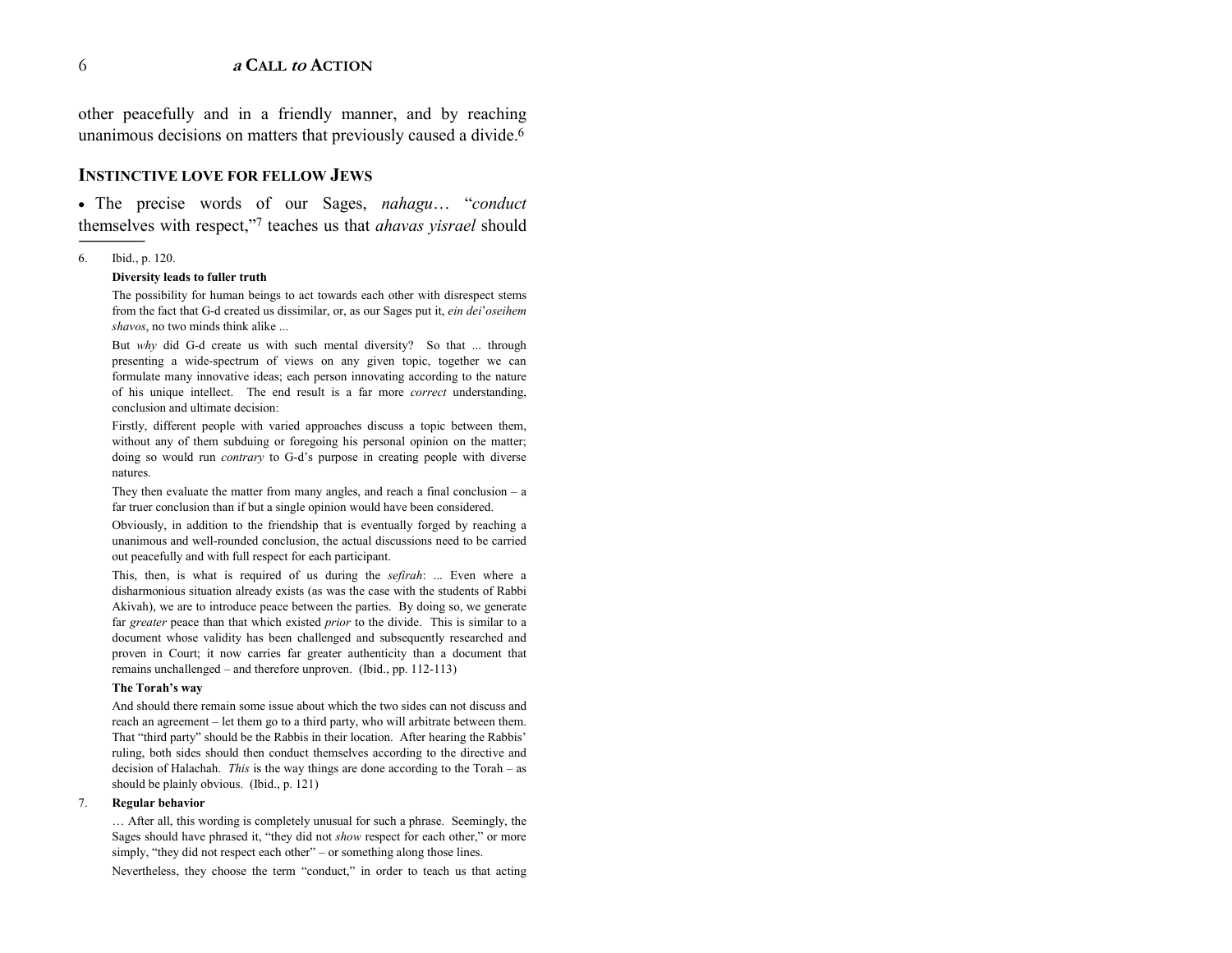other peacefully and in a friendly manner, and by reaching unanimous decisions on matters that previously caused a divide.[6]

## INSTINCTIVE LOVE FOR FELLOW JEWS

• The precise words of our Sages, *nahagu*… "*conduct* themselves with respect,"[7] teaches us that *ahavas yisrael* should

---

6. Ibid., p. 120.

**Diversity leads to fuller truth**

The possibility for human beings to act towards each other with disrespect stems from the fact that G-d created us dissimilar, or, as our Sages put it, *ein dei'oseihem shavos*, no two minds think alike ...

But *why* did G-d create us with such mental diversity? So that ... through presenting a wide-spectrum of views on any given topic, together we can formulate many innovative ideas; each person innovating according to the nature of his unique intellect. The end result is a far more *correct* understanding, conclusion and ultimate decision:

Firstly, different people with varied approaches discuss a topic between them, without any of them subduing or foregoing his personal opinion on the matter; doing so would run *contrary* to G-d's purpose in creating people with diverse natures.

They then evaluate the matter from many angles, and reach a final conclusion – a far truer conclusion than if but a single opinion would have been considered.

Obviously, in addition to the friendship that is eventually forged by reaching a unanimous and well-rounded conclusion, the actual discussions need to be carried out peacefully and with full respect for each participant.

This, then, is what is required of us during the *sefirah*: ... Even where a disharmonious situation already exists (as was the case with the students of Rabbi Akivah), we are to introduce peace between the parties. By doing so, we generate far *greater* peace than that which existed *prior* to the divide. This is similar to a document whose validity has been challenged and subsequently researched and proven in Court; it now carries far greater authenticity than a document that remains unchallenged – and therefore unproven. (Ibid., pp. 112-113)

**The Torah's way**

And should there remain some issue about which the two sides can not discuss and reach an agreement – let them go to a third party, who will arbitrate between them. That "third party" should be the Rabbis in their location. After hearing the Rabbis' ruling, both sides should then conduct themselves according to the directive and decision of Halachah. *This* is the way things are done according to the Torah – as should be plainly obvious. (Ibid., p. 121)

7. **Regular behavior**

… After all, this wording is completely unusual for such a phrase. Seemingly, the Sages should have phrased it, "they did not *show* respect for each other," or more simply, "they did not respect each other" – or something along those lines.

Nevertheless, they choose the term "conduct," in order to teach us that acting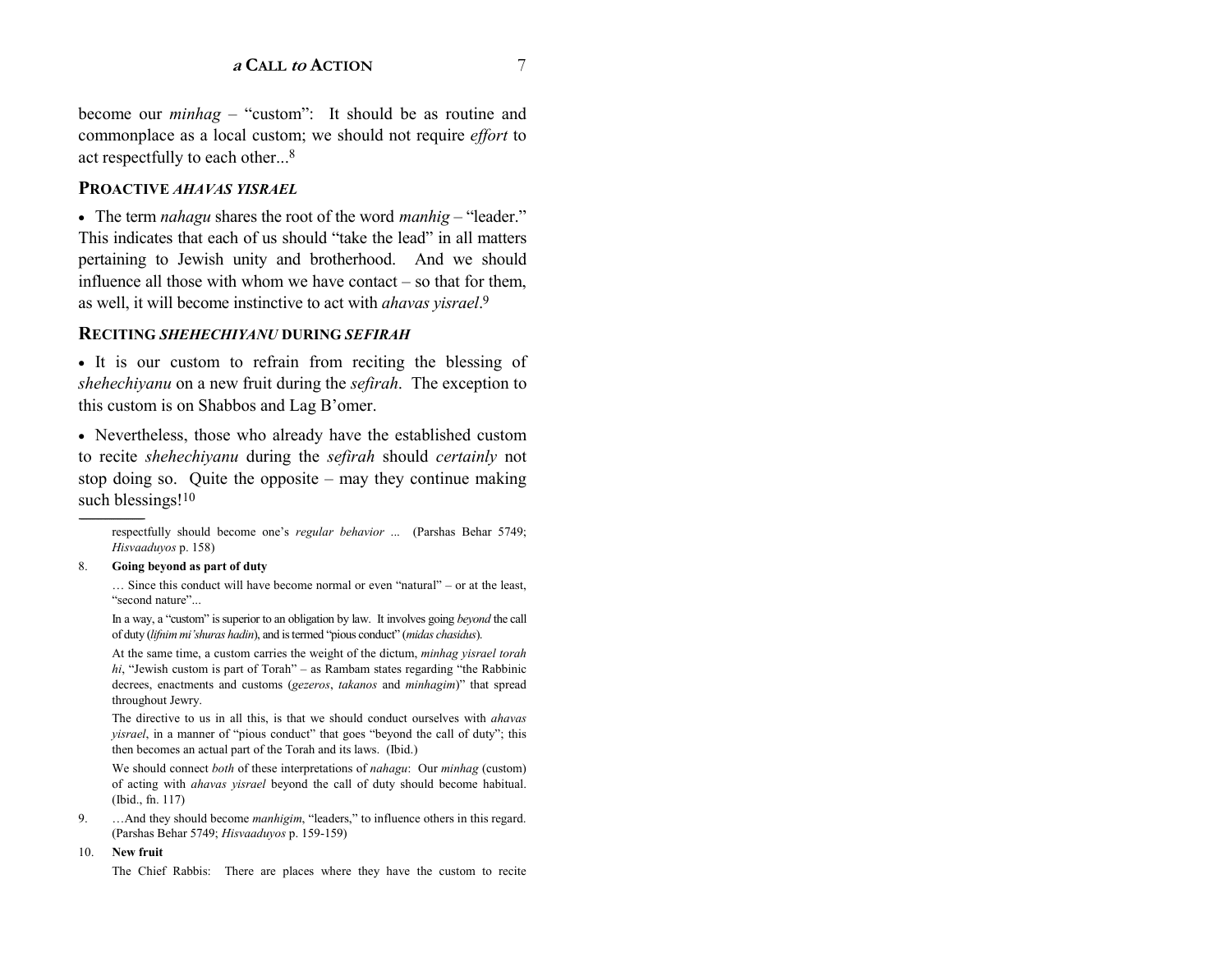become our *minhag* – "custom": It should be as routine and commonplace as a local custom; we should not require *effort* to act respectfully to each other...[8]

## PROACTIVE *AHAVAS YISRAEL*

• The term *nahagu* shares the root of the word *manhig* – "leader." This indicates that each of us should "take the lead" in all matters pertaining to Jewish unity and brotherhood. And we should influence all those with whom we have contact – so that for them, as well, it will become instinctive to act with *ahavas yisrael*.[9]

## RECITING *SHEHECHIYANU* DURING *SEFIRAH*

• It is our custom to refrain from reciting the blessing of *shehechiyanu* on a new fruit during the *sefirah*. The exception to this custom is on Shabbos and Lag B'omer.

• Nevertheless, those who already have the established custom to recite *shehechiyanu* during the *sefirah* should *certainly* not stop doing so. Quite the opposite – may they continue making such blessings![10]

---

respectfully should become one's *regular behavior* ... (Parshas Behar 5749; *Hisvaaduyos* p. 158)

8. **Going beyond as part of duty**

… Since this conduct will have become normal or even "natural" – or at the least, "second nature"...

In a way, a "custom" is superior to an obligation by law. It involves going *beyond* the call of duty (*lifnim mi'shuras hadin*), and is termed "pious conduct" (*midas chasidus*).

At the same time, a custom carries the weight of the dictum, *minhag yisrael torah hi*, "Jewish custom is part of Torah" – as Rambam states regarding "the Rabbinic decrees, enactments and customs (*gezeros*, *takanos* and *minhagim*)" that spread throughout Jewry.

The directive to us in all this, is that we should conduct ourselves with *ahavas yisrael*, in a manner of "pious conduct" that goes "beyond the call of duty"; this then becomes an actual part of the Torah and its laws. (Ibid.)

We should connect *both* of these interpretations of *nahagu*: Our *minhag* (custom) of acting with *ahavas yisrael* beyond the call of duty should become habitual. (Ibid., fn. 117)

9. …And they should become *manhigim*, "leaders," to influence others in this regard. (Parshas Behar 5749; *Hisvaaduyos* p. 159-159)

10. **New fruit**

The Chief Rabbis: There are places where they have the custom to recite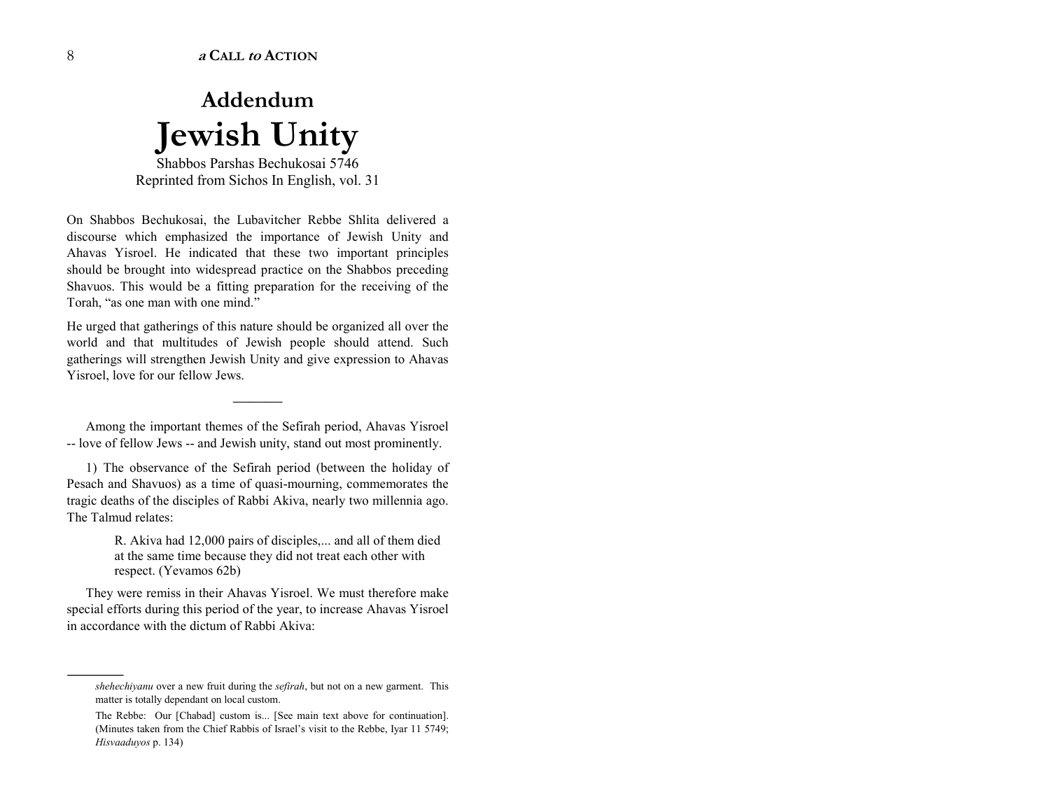## Addendum

# Jewish Unity

Shabbos Parshas Bechukosai 5746
Reprinted from Sichos In English, vol. 31

On Shabbos Bechukosai, the Lubavitcher Rebbe Shlita delivered a discourse which emphasized the importance of Jewish Unity and Ahavas Yisroel. He indicated that these two important principles should be brought into widespread practice on the Shabbos preceding Shavuos. This would be a fitting preparation for the receiving of the Torah, "as one man with one mind."

He urged that gatherings of this nature should be organized all over the world and that multitudes of Jewish people should attend. Such gatherings will strengthen Jewish Unity and give expression to Ahavas Yisroel, love for our fellow Jews.

---

Among the important themes of the Sefirah period, Ahavas Yisroel -- love of fellow Jews -- and Jewish unity, stand out most prominently.

1) The observance of the Sefirah period (between the holiday of Pesach and Shavuos) as a time of quasi-mourning, commemorates the tragic deaths of the disciples of Rabbi Akiva, nearly two millennia ago. The Talmud relates:

> R. Akiva had 12,000 pairs of disciples,... and all of them died at the same time because they did not treat each other with respect. (Yevamos 62b)

They were remiss in their Ahavas Yisroel. We must therefore make special efforts during this period of the year, to increase Ahavas Yisroel in accordance with the dictum of Rabbi Akiva:

---

*shehechiyanu* over a new fruit during the *sefirah*, but not on a new garment. This matter is totally dependant on local custom.

The Rebbe: Our [Chabad] custom is... [See main text above for continuation]. (Minutes taken from the Chief Rabbis of Israel's visit to the Rebbe, Iyar 11 5749; *Hisvaaduyos* p. 134)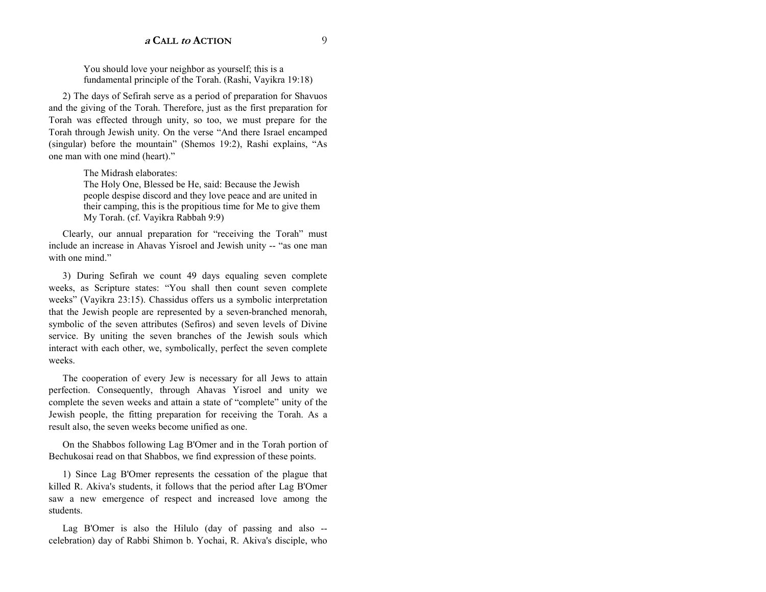> You should love your neighbor as yourself; this is a fundamental principle of the Torah. (Rashi, Vayikra 19:18)

2) The days of Sefirah serve as a period of preparation for Shavuos and the giving of the Torah. Therefore, just as the first preparation for Torah was effected through unity, so too, we must prepare for the Torah through Jewish unity. On the verse "And there Israel encamped (singular) before the mountain" (Shemos 19:2), Rashi explains, "As one man with one mind (heart)."

> The Midrash elaborates:
> The Holy One, Blessed be He, said: Because the Jewish people despise discord and they love peace and are united in their camping, this is the propitious time for Me to give them My Torah. (cf. Vayikra Rabbah 9:9)

Clearly, our annual preparation for "receiving the Torah" must include an increase in Ahavas Yisroel and Jewish unity -- "as one man with one mind."

3) During Sefirah we count 49 days equaling seven complete weeks, as Scripture states: "You shall then count seven complete weeks" (Vayikra 23:15). Chassidus offers us a symbolic interpretation that the Jewish people are represented by a seven-branched menorah, symbolic of the seven attributes (Sefiros) and seven levels of Divine service. By uniting the seven branches of the Jewish souls which interact with each other, we, symbolically, perfect the seven complete weeks.

The cooperation of every Jew is necessary for all Jews to attain perfection. Consequently, through Ahavas Yisroel and unity we complete the seven weeks and attain a state of "complete" unity of the Jewish people, the fitting preparation for receiving the Torah. As a result also, the seven weeks become unified as one.

On the Shabbos following Lag B'Omer and in the Torah portion of Bechukosai read on that Shabbos, we find expression of these points.

1) Since Lag B'Omer represents the cessation of the plague that killed R. Akiva's students, it follows that the period after Lag B'Omer saw a new emergence of respect and increased love among the students.

Lag B'Omer is also the Hilulo (day of passing and also -- celebration) day of Rabbi Shimon b. Yochai, R. Akiva's disciple, who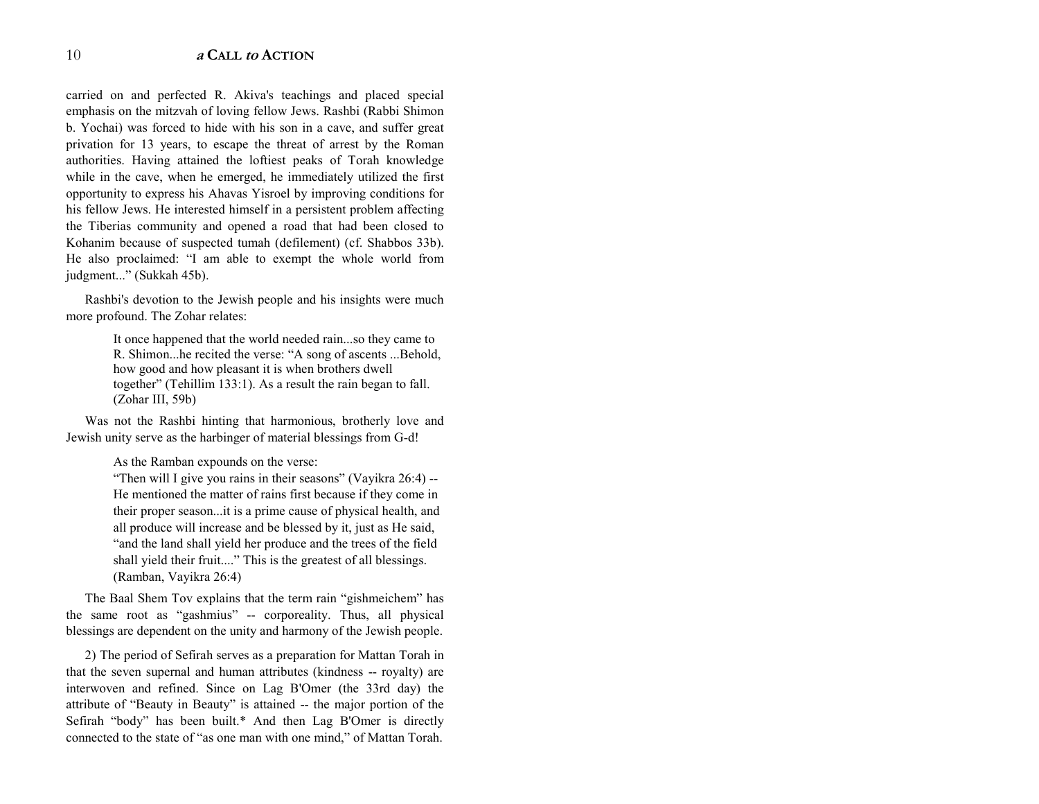carried on and perfected R. Akiva's teachings and placed special emphasis on the mitzvah of loving fellow Jews. Rashbi (Rabbi Shimon b. Yochai) was forced to hide with his son in a cave, and suffer great privation for 13 years, to escape the threat of arrest by the Roman authorities. Having attained the loftiest peaks of Torah knowledge while in the cave, when he emerged, he immediately utilized the first opportunity to express his Ahavas Yisroel by improving conditions for his fellow Jews. He interested himself in a persistent problem affecting the Tiberias community and opened a road that had been closed to Kohanim because of suspected tumah (defilement) (cf. Shabbos 33b). He also proclaimed: "I am able to exempt the whole world from judgment..." (Sukkah 45b).

Rashbi's devotion to the Jewish people and his insights were much more profound. The Zohar relates:

> It once happened that the world needed rain...so they came to R. Shimon...he recited the verse: "A song of ascents ...Behold, how good and how pleasant it is when brothers dwell together" (Tehillim 133:1). As a result the rain began to fall. (Zohar III, 59b)

Was not the Rashbi hinting that harmonious, brotherly love and Jewish unity serve as the harbinger of material blessings from G-d!

> As the Ramban expounds on the verse:
> "Then will I give you rains in their seasons" (Vayikra 26:4) -- He mentioned the matter of rains first because if they come in their proper season...it is a prime cause of physical health, and all produce will increase and be blessed by it, just as He said, "and the land shall yield her produce and the trees of the field shall yield their fruit...." This is the greatest of all blessings. (Ramban, Vayikra 26:4)

The Baal Shem Tov explains that the term rain "gishmeichem" has the same root as "gashmius" -- corporeality. Thus, all physical blessings are dependent on the unity and harmony of the Jewish people.

2) The period of Sefirah serves as a preparation for Mattan Torah in that the seven supernal and human attributes (kindness -- royalty) are interwoven and refined. Since on Lag B'Omer (the 33rd day) the attribute of "Beauty in Beauty" is attained -- the major portion of the Sefirah "body" has been built.* And then Lag B'Omer is directly connected to the state of "as one man with one mind," of Mattan Torah.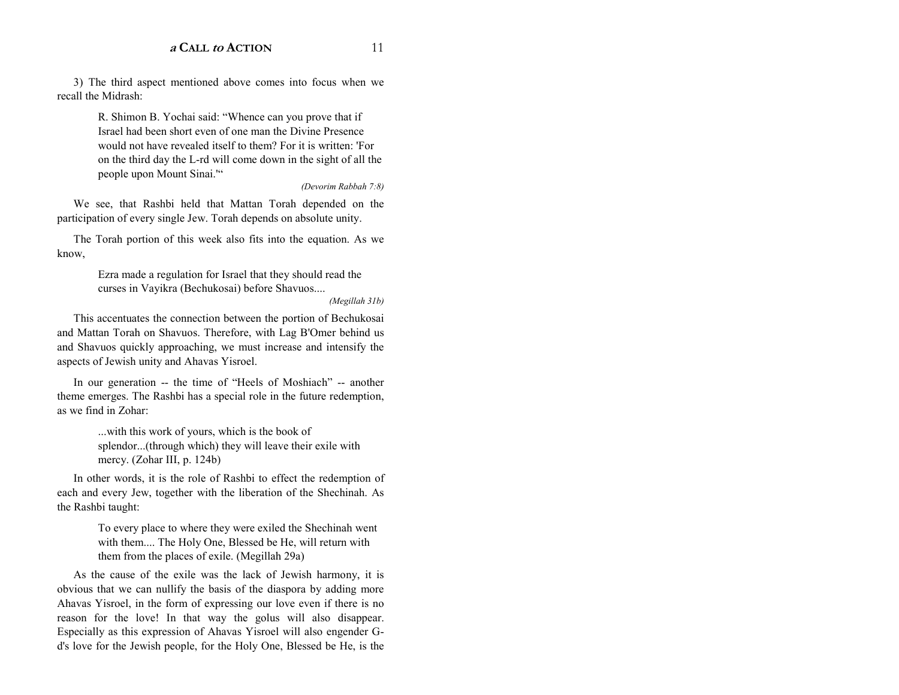3) The third aspect mentioned above comes into focus when we recall the Midrash:

> R. Shimon B. Yochai said: "Whence can you prove that if Israel had been short even of one man the Divine Presence would not have revealed itself to them? For it is written: 'For on the third day the L-rd will come down in the sight of all the people upon Mount Sinai.'"
>
> *(Devorim Rabbah 7:8)*

We see, that Rashbi held that Mattan Torah depended on the participation of every single Jew. Torah depends on absolute unity.

The Torah portion of this week also fits into the equation. As we know,

> Ezra made a regulation for Israel that they should read the curses in Vayikra (Bechukosai) before Shavuos....
>
> *(Megillah 31b)*

This accentuates the connection between the portion of Bechukosai and Mattan Torah on Shavuos. Therefore, with Lag B'Omer behind us and Shavuos quickly approaching, we must increase and intensify the aspects of Jewish unity and Ahavas Yisroel.

In our generation -- the time of "Heels of Moshiach" -- another theme emerges. The Rashbi has a special role in the future redemption, as we find in Zohar:

> ...with this work of yours, which is the book of splendor...(through which) they will leave their exile with mercy. (Zohar III, p. 124b)

In other words, it is the role of Rashbi to effect the redemption of each and every Jew, together with the liberation of the Shechinah. As the Rashbi taught:

> To every place to where they were exiled the Shechinah went with them.... The Holy One, Blessed be He, will return with them from the places of exile. (Megillah 29a)

As the cause of the exile was the lack of Jewish harmony, it is obvious that we can nullify the basis of the diaspora by adding more Ahavas Yisroel, in the form of expressing our love even if there is no reason for the love! In that way the golus will also disappear. Especially as this expression of Ahavas Yisroel will also engender G-d's love for the Jewish people, for the Holy One, Blessed be He, is the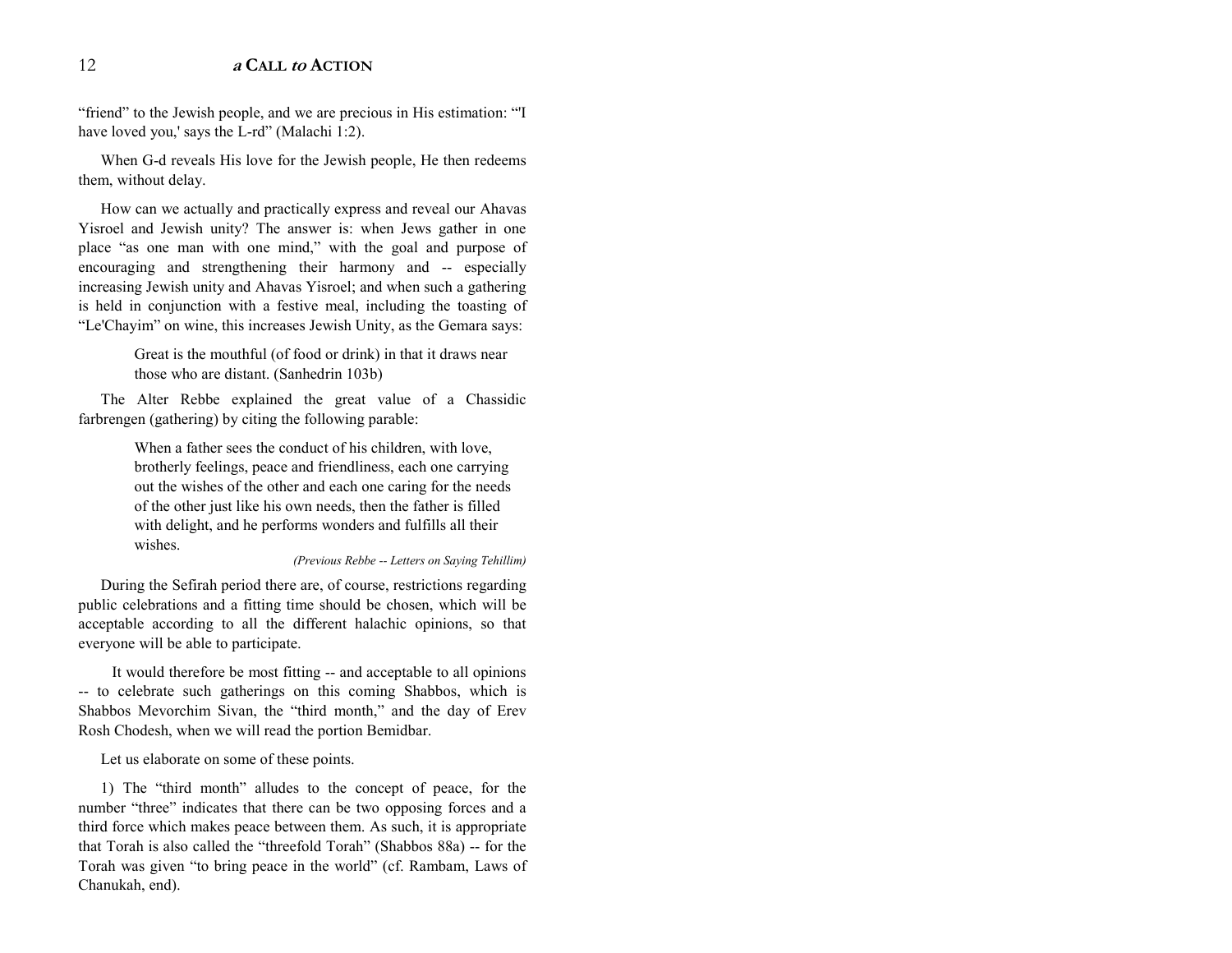"friend" to the Jewish people, and we are precious in His estimation: "'I have loved you,' says the L-rd" (Malachi 1:2).

When G-d reveals His love for the Jewish people, He then redeems them, without delay.

How can we actually and practically express and reveal our Ahavas Yisroel and Jewish unity? The answer is: when Jews gather in one place "as one man with one mind," with the goal and purpose of encouraging and strengthening their harmony and -- especially increasing Jewish unity and Ahavas Yisroel; and when such a gathering is held in conjunction with a festive meal, including the toasting of "Le'Chayim" on wine, this increases Jewish Unity, as the Gemara says:

> Great is the mouthful (of food or drink) in that it draws near those who are distant. (Sanhedrin 103b)

The Alter Rebbe explained the great value of a Chassidic farbrengen (gathering) by citing the following parable:

> When a father sees the conduct of his children, with love, brotherly feelings, peace and friendliness, each one carrying out the wishes of the other and each one caring for the needs of the other just like his own needs, then the father is filled with delight, and he performs wonders and fulfills all their wishes.
>
> *(Previous Rebbe -- Letters on Saying Tehillim)*

During the Sefirah period there are, of course, restrictions regarding public celebrations and a fitting time should be chosen, which will be acceptable according to all the different halachic opinions, so that everyone will be able to participate.

It would therefore be most fitting -- and acceptable to all opinions -- to celebrate such gatherings on this coming Shabbos, which is Shabbos Mevorchim Sivan, the "third month," and the day of Erev Rosh Chodesh, when we will read the portion Bemidbar.

Let us elaborate on some of these points.

1) The "third month" alludes to the concept of peace, for the number "three" indicates that there can be two opposing forces and a third force which makes peace between them. As such, it is appropriate that Torah is also called the "threefold Torah" (Shabbos 88a) -- for the Torah was given "to bring peace in the world" (cf. Rambam, Laws of Chanukah, end).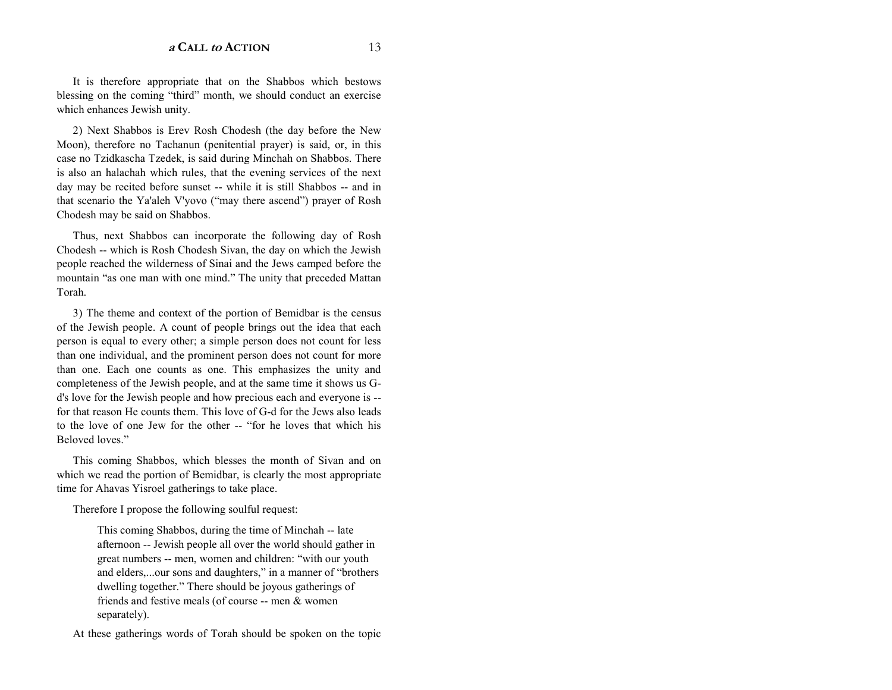It is therefore appropriate that on the Shabbos which bestows blessing on the coming "third" month, we should conduct an exercise which enhances Jewish unity.

2) Next Shabbos is Erev Rosh Chodesh (the day before the New Moon), therefore no Tachanun (penitential prayer) is said, or, in this case no Tzidkascha Tzedek, is said during Minchah on Shabbos. There is also an halachah which rules, that the evening services of the next day may be recited before sunset -- while it is still Shabbos -- and in that scenario the Ya'aleh V'yovo ("may there ascend") prayer of Rosh Chodesh may be said on Shabbos.

Thus, next Shabbos can incorporate the following day of Rosh Chodesh -- which is Rosh Chodesh Sivan, the day on which the Jewish people reached the wilderness of Sinai and the Jews camped before the mountain "as one man with one mind." The unity that preceded Mattan Torah.

3) The theme and context of the portion of Bemidbar is the census of the Jewish people. A count of people brings out the idea that each person is equal to every other; a simple person does not count for less than one individual, and the prominent person does not count for more than one. Each one counts as one. This emphasizes the unity and completeness of the Jewish people, and at the same time it shows us G-d's love for the Jewish people and how precious each and everyone is -- for that reason He counts them. This love of G-d for the Jews also leads to the love of one Jew for the other -- "for he loves that which his Beloved loves."

This coming Shabbos, which blesses the month of Sivan and on which we read the portion of Bemidbar, is clearly the most appropriate time for Ahavas Yisroel gatherings to take place.

Therefore I propose the following soulful request:

> This coming Shabbos, during the time of Minchah -- late afternoon -- Jewish people all over the world should gather in great numbers -- men, women and children: "with our youth and elders,...our sons and daughters," in a manner of "brothers dwelling together." There should be joyous gatherings of friends and festive meals (of course -- men & women separately).

At these gatherings words of Torah should be spoken on the topic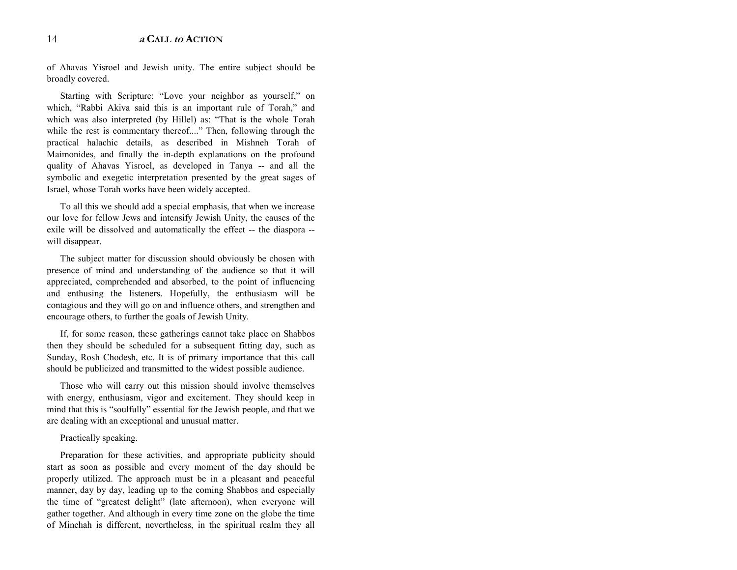of Ahavas Yisroel and Jewish unity. The entire subject should be broadly covered.

Starting with Scripture: "Love your neighbor as yourself," on which, "Rabbi Akiva said this is an important rule of Torah," and which was also interpreted (by Hillel) as: "That is the whole Torah while the rest is commentary thereof...." Then, following through the practical halachic details, as described in Mishneh Torah of Maimonides, and finally the in-depth explanations on the profound quality of Ahavas Yisroel, as developed in Tanya -- and all the symbolic and exegetic interpretation presented by the great sages of Israel, whose Torah works have been widely accepted.

To all this we should add a special emphasis, that when we increase our love for fellow Jews and intensify Jewish Unity, the causes of the exile will be dissolved and automatically the effect -- the diaspora -- will disappear.

The subject matter for discussion should obviously be chosen with presence of mind and understanding of the audience so that it will appreciated, comprehended and absorbed, to the point of influencing and enthusing the listeners. Hopefully, the enthusiasm will be contagious and they will go on and influence others, and strengthen and encourage others, to further the goals of Jewish Unity.

If, for some reason, these gatherings cannot take place on Shabbos then they should be scheduled for a subsequent fitting day, such as Sunday, Rosh Chodesh, etc. It is of primary importance that this call should be publicized and transmitted to the widest possible audience.

Those who will carry out this mission should involve themselves with energy, enthusiasm, vigor and excitement. They should keep in mind that this is "soulfully" essential for the Jewish people, and that we are dealing with an exceptional and unusual matter.

Practically speaking.

Preparation for these activities, and appropriate publicity should start as soon as possible and every moment of the day should be properly utilized. The approach must be in a pleasant and peaceful manner, day by day, leading up to the coming Shabbos and especially the time of "greatest delight" (late afternoon), when everyone will gather together. And although in every time zone on the globe the time of Minchah is different, nevertheless, in the spiritual realm they all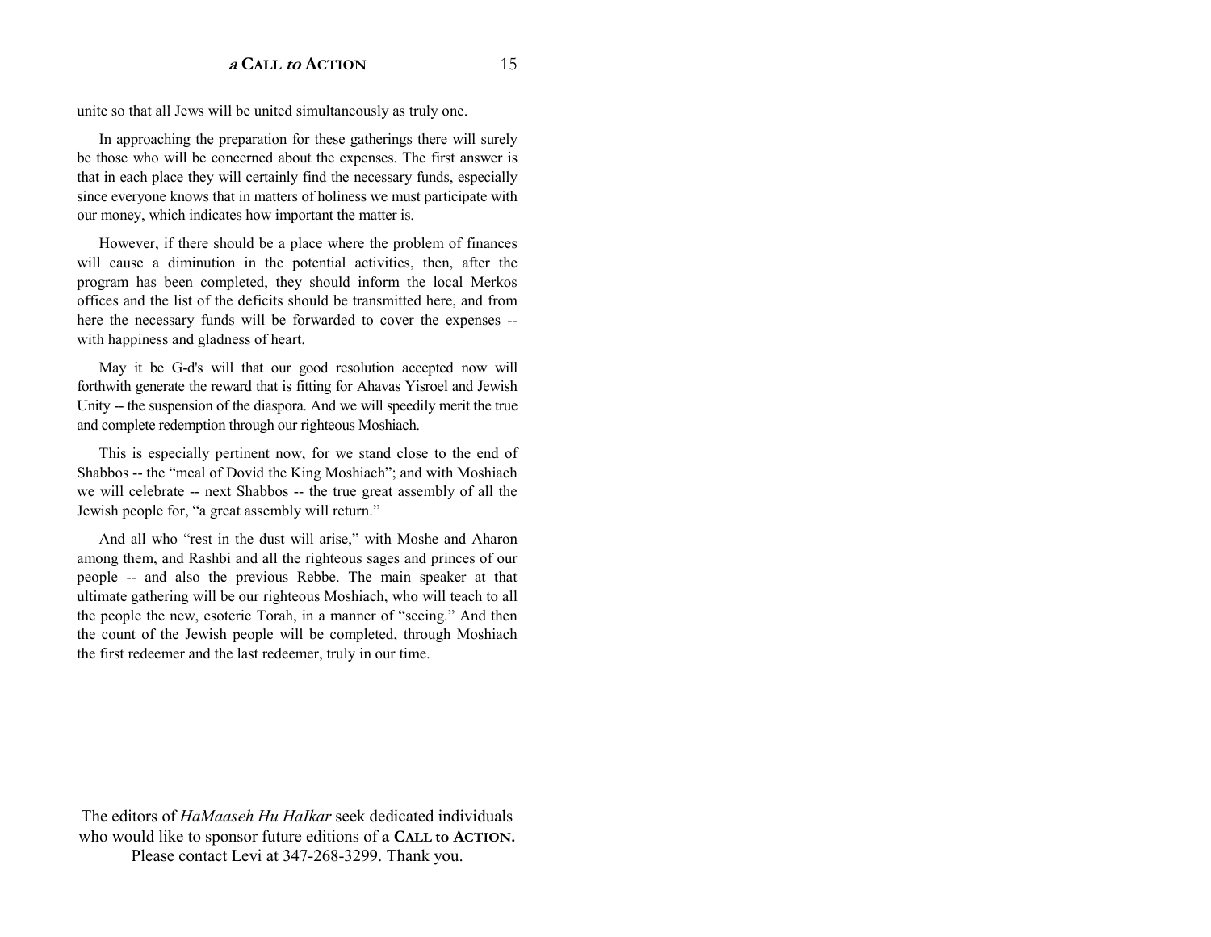unite so that all Jews will be united simultaneously as truly one.

In approaching the preparation for these gatherings there will surely be those who will be concerned about the expenses. The first answer is that in each place they will certainly find the necessary funds, especially since everyone knows that in matters of holiness we must participate with our money, which indicates how important the matter is.

However, if there should be a place where the problem of finances will cause a diminution in the potential activities, then, after the program has been completed, they should inform the local Merkos offices and the list of the deficits should be transmitted here, and from here the necessary funds will be forwarded to cover the expenses -- with happiness and gladness of heart.

May it be G-d's will that our good resolution accepted now will forthwith generate the reward that is fitting for Ahavas Yisroel and Jewish Unity -- the suspension of the diaspora. And we will speedily merit the true and complete redemption through our righteous Moshiach.

This is especially pertinent now, for we stand close to the end of Shabbos -- the "meal of Dovid the King Moshiach"; and with Moshiach we will celebrate -- next Shabbos -- the true great assembly of all the Jewish people for, "a great assembly will return."

And all who "rest in the dust will arise," with Moshe and Aharon among them, and Rashbi and all the righteous sages and princes of our people -- and also the previous Rebbe. The main speaker at that ultimate gathering will be our righteous Moshiach, who will teach to all the people the new, esoteric Torah, in a manner of "seeing." And then the count of the Jewish people will be completed, through Moshiach the first redeemer and the last redeemer, truly in our time.

The editors of *HaMaaseh Hu HaIkar* seek dedicated individuals who would like to sponsor future editions of **a CALL to ACTION.** Please contact Levi at 347-268-3299. Thank you.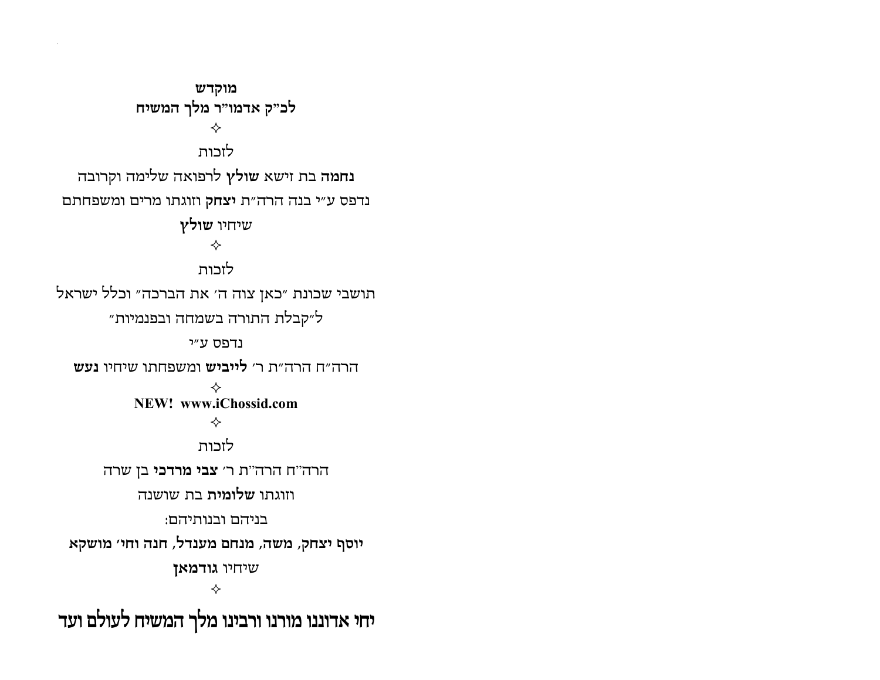**מוקדש**
**לכ"ק אדמו"ר מלך המשיח**

✧

לזכות

**נחמה** בת זישא **שולץ** לרפואה שלימה וקרובה

נדפס ע"י בנה הרה"ת **יצחק** וזוגתו מרים ומשפחתם

שיחיו **שולץ**

✧

לזכות

תושבי שכונת "כאן צוה ה' את הברכה" וכלל ישראל

ל"קבלת התורה בשמחה ובפנימיות"

נדפס ע"י

הרה"ח הרה"ת ר' **לייביש** ומשפחתו שיחיו **נעש**

✧

**NEW! www.iChossid.com**

✧

לזכות

הרה"ח הרה"ת ר' **צבי מרדכי** בן שרה

וזוגתו **שלומית** בת שושנה

בניהם ובנותיהם:

**יוסף יצחק, משה, מנחם מענדל, חנה וחי' מושקא**

שיחיו **גודמאן**

✧

**יחי אדוננו מורנו ורבינו מלך המשיח לעולם ועד**